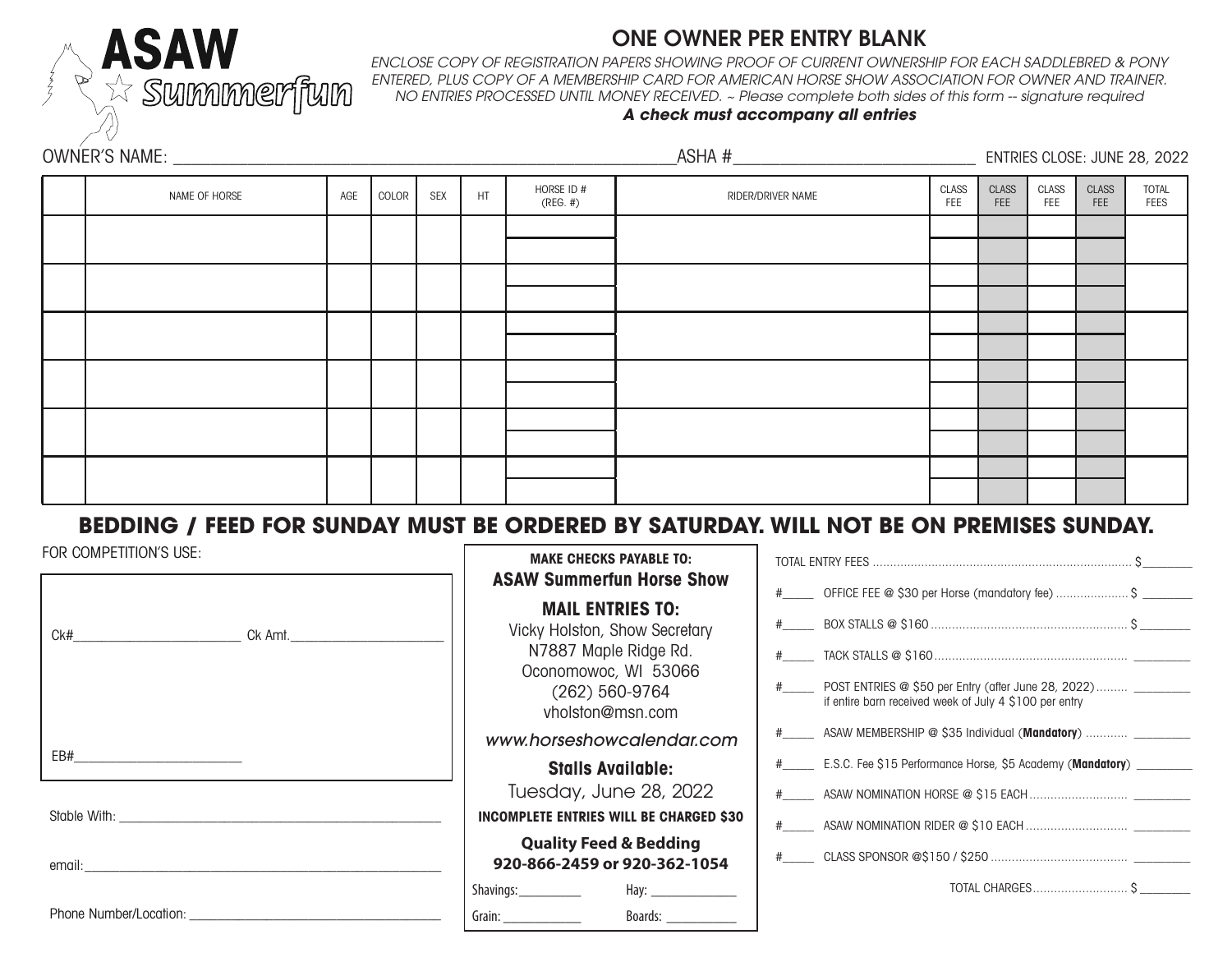# ASAW Summerfun

## ONE OWNER PER ENTRY BLANK

*ENCLOSE COPY OF REGISTRATION PAPERS SHOWING PROOF OF CURRENT OWNERSHIP FOR EACH SADDLEBRED & PONY ENTERED, PLUS COPY OF A MEMBERSHIP CARD FOR AMERICAN HORSE SHOW ASSOCIATION FOR OWNER AND TRAINER. NO ENTRIES PROCESSED UNTIL MONEY RECEIVED. ~ Please complete both sides of this form -- signature required*

***A check must accompany all entries***

OWNER'S NAME: ______________________________ ASHA # ______________________________ ENTRIES CLOSE: JUNE 28, 2022

| | NAME OF HORSE | AGE | COLOR | SEX | HT | HORSE ID # (REG. #) | RIDER/DRIVER NAME | CLASS FEE | CLASS FEE | CLASS FEE | CLASS FEE | TOTAL FEES |
|---|---|---|---|---|---|---|---|---|---|---|---|---|
| | | | | | | | | | | | | |
| | | | | | | | | | | | | |
| | | | | | | | | | | | | |
| | | | | | | | | | | | | |
| | | | | | | | | | | | | |
| | | | | | | | | | | | | |

## BEDDING / FEED FOR SUNDAY MUST BE ORDERED BY SATURDAY. WILL NOT BE ON PREMISES SUNDAY.

FOR COMPETITION'S USE:

Ck# ______________________ Ck Amt. ______________________

EB# ______________________

Stable With: ______________________________

email: ______________________________

Phone Number/Location: ______________________________

**MAKE CHECKS PAYABLE TO:**
**ASAW Summerfun Horse Show**

**MAIL ENTRIES TO:**
Vicky Holston, Show Secretary
N7887 Maple Ridge Rd.
Oconomowoc, WI 53066
(262) 560-9764
vholston@msn.com

*www.horseshowcalendar.com*

**Stalls Available:**
Tuesday, June 28, 2022

**INCOMPLETE ENTRIES WILL BE CHARGED $30**

**Quality Feed & Bedding**
**920-866-2459 or 920-362-1054**

Shavings: __________ Hay: __________
Grain: __________ Boards: __________

TOTAL ENTRY FEES .......................................... $ ________

#_____ OFFICE FEE @ $30 per Horse (mandatory fee) .......... $ ________

#_____ BOX STALLS @ $160 .......................................... $ ________

#_____ TACK STALLS @ $160 .......................................... ________

#_____ POST ENTRIES @ $50 per Entry (after June 28, 2022) ......... ________
if entire barn received week of July 4 $100 per entry

#_____ ASAW MEMBERSHIP @ $35 Individual (**Mandatory**) ............ ________

#_____ E.S.C. Fee $15 Performance Horse, $5 Academy (**Mandatory**) ________

#_____ ASAW NOMINATION HORSE @ $15 EACH ......................... ________

#_____ ASAW NOMINATION RIDER @ $10 EACH .......................... ________

#_____ CLASS SPONSOR @$150 / $250 ................................ ________

TOTAL CHARGES ......................... $ ________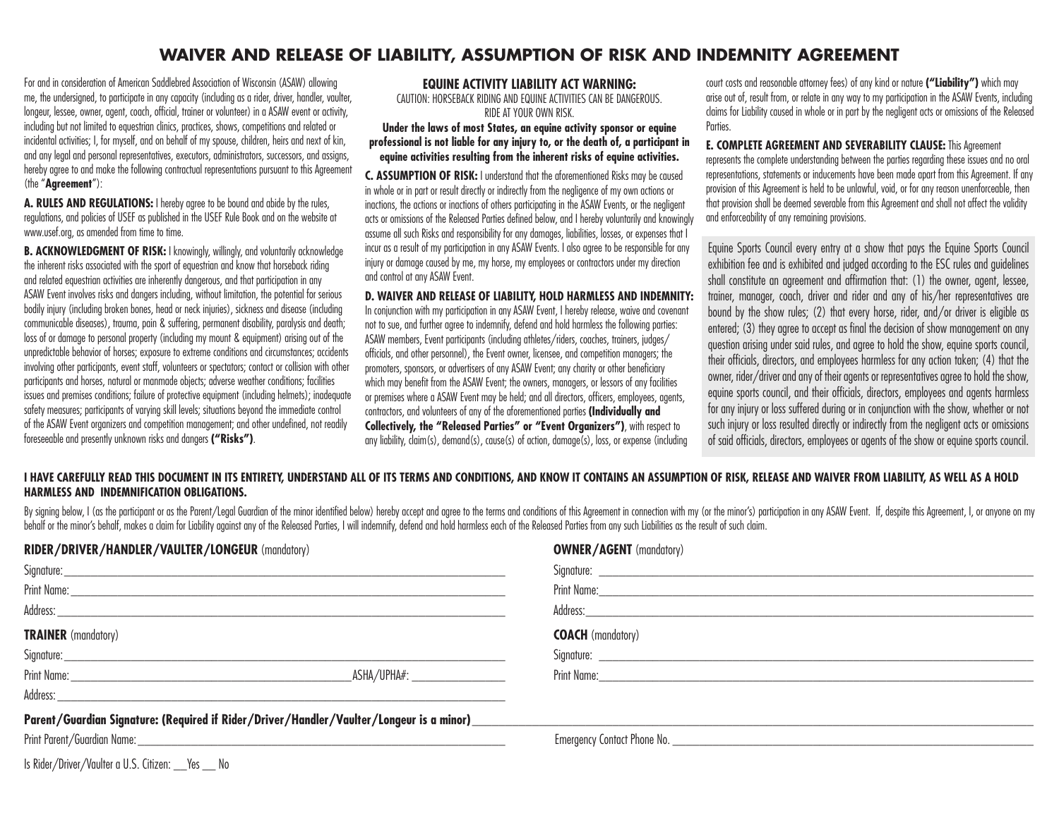# WAIVER AND RELEASE OF LIABILITY, ASSUMPTION OF RISK AND INDEMNITY AGREEMENT

For and in consideration of American Saddlebred Association of Wisconsin (ASAW) allowing me, the undersigned, to participate in any capacity (including as a rider, driver, handler, vaulter, longeur, lessee, owner, agent, coach, official, trainer or volunteer) in a ASAW event or activity, including but not limited to equestrian clinics, practices, shows, competitions and related or incidental activities; I, for myself, and on behalf of my spouse, children, heirs and next of kin, and any legal and personal representatives, executors, administrators, successors, and assigns, hereby agree to and make the following contractual representations pursuant to this Agreement (the "**Agreement**"):

**A. RULES AND REGULATIONS:** I hereby agree to be bound and abide by the rules, regulations, and policies of USEF as published in the USEF Rule Book and on the website at www.usef.org, as amended from time to time.

**B. ACKNOWLEDGMENT OF RISK:** I knowingly, willingly, and voluntarily acknowledge the inherent risks associated with the sport of equestrian and know that horseback riding and related equestrian activities are inherently dangerous, and that participation in any ASAW Event involves risks and dangers including, without limitation, the potential for serious bodily injury (including broken bones, head or neck injuries), sickness and disease (including communicable diseases), trauma, pain & suffering, permanent disability, paralysis and death; loss of or damage to personal property (including my mount & equipment) arising out of the unpredictable behavior of horses; exposure to extreme conditions and circumstances; accidents involving other participants, event staff, volunteers or spectators; contact or collision with other participants and horses, natural or manmade objects; adverse weather conditions; facilities issues and premises conditions; failure of protective equipment (including helmets); inadequate safety measures; participants of varying skill levels; situations beyond the immediate control of the ASAW Event organizers and competition management; and other undefined, not readily foreseeable and presently unknown risks and dangers **("Risks")**.

**EQUINE ACTIVITY LIABILITY ACT WARNING:**

CAUTION: HORSEBACK RIDING AND EQUINE ACTIVITIES CAN BE DANGEROUS. RIDE AT YOUR OWN RISK.

**Under the laws of most States, an equine activity sponsor or equine professional is not liable for any injury to, or the death of, a participant in equine activities resulting from the inherent risks of equine activities.**

**C. ASSUMPTION OF RISK:** I understand that the aforementioned Risks may be caused in whole or in part or result directly or indirectly from the negligence of my own actions or inactions, the actions or inactions of others participating in the ASAW Events, or the negligent acts or omissions of the Released Parties defined below, and I hereby voluntarily and knowingly assume all such Risks and responsibility for any damages, liabilities, losses, or expenses that I incur as a result of my participation in any ASAW Events. I also agree to be responsible for any injury or damage caused by me, my horse, my employees or contractors under my direction and control at any ASAW Event.

**D. WAIVER AND RELEASE OF LIABILITY, HOLD HARMLESS AND INDEMNITY:** In conjunction with my participation in any ASAW Event, I hereby release, waive and covenant not to sue, and further agree to indemnify, defend and hold harmless the following parties: ASAW members, Event participants (including athletes/riders, coaches, trainers, judges/officials, and other personnel), the Event owner, licensee, and competition managers; the promoters, sponsors, or advertisers of any ASAW Event; any charity or other beneficiary which may benefit from the ASAW Event; the owners, managers, or lessors of any facilities or premises where a ASAW Event may be held; and all directors, officers, employees, agents, contractors, and volunteers of any of the aforementioned parties **(Individually and Collectively, the "Released Parties" or "Event Organizers")**, with respect to any liability, claim(s), demand(s), cause(s) of action, damage(s), loss, or expense (including court costs and reasonable attorney fees) of any kind or nature **("Liability")** which may arise out of, result from, or relate in any way to my participation in the ASAW Events, including claims for Liability caused in whole or in part by the negligent acts or omissions of the Released Parties.

**E. COMPLETE AGREEMENT AND SEVERABILITY CLAUSE:** This Agreement represents the complete understanding between the parties regarding these issues and no oral representations, statements or inducements have been made apart from this Agreement. If any provision of this Agreement is held to be unlawful, void, or for any reason unenforceable, then that provision shall be deemed severable from this Agreement and shall not affect the validity and enforceability of any remaining provisions.

Equine Sports Council every entry at a show that pays the Equine Sports Council exhibition fee and is exhibited and judged according to the ESC rules and guidelines shall constitute an agreement and affirmation that: (1) the owner, agent, lessee, trainer, manager, coach, driver and rider and any of his/her representatives are bound by the show rules; (2) that every horse, rider, and/or driver is eligible as entered; (3) they agree to accept as final the decision of show management on any question arising under said rules, and agree to hold the show, equine sports council, their officials, directors, and employees harmless for any action taken; (4) that the owner, rider/driver and any of their agents or representatives agree to hold the show, equine sports council, and their officials, directors, employees and agents harmless for any injury or loss suffered during or in conjunction with the show, whether or not such injury or loss resulted directly or indirectly from the negligent acts or omissions of said officials, directors, employees or agents of the show or equine sports council.

**I HAVE CAREFULLY READ THIS DOCUMENT IN ITS ENTIRETY, UNDERSTAND ALL OF ITS TERMS AND CONDITIONS, AND KNOW IT CONTAINS AN ASSUMPTION OF RISK, RELEASE AND WAIVER FROM LIABILITY, AS WELL AS A HOLD HARMLESS AND INDEMNIFICATION OBLIGATIONS.**

By signing below, I (as the participant or as the Parent/Legal Guardian of the minor identified below) hereby accept and agree to the terms and conditions of this Agreement in connection with my (or the minor's) participation in any ASAW Event. If, despite this Agreement, I, or anyone on my behalf or the minor's behalf, makes a claim for Liability against any of the Released Parties, I will indemnify, defend and hold harmless each of the Released Parties from any such Liabilities as the result of such claim.

**RIDER/DRIVER/HANDLER/VAULTER/LONGEUR** (mandatory)

Signature: ______________________

Print Name: ______________________

Address: ______________________

**OWNER/AGENT** (mandatory)

Signature: ______________________

Print Name: ______________________

Address: ______________________

**TRAINER** (mandatory)

Signature: ______________________

Print Name: ______________________ ASHA/UPHA#: ____________

Address: ______________________

**COACH** (mandatory)

Signature: ______________________

Print Name: ______________________

**Parent/Guardian Signature: (Required if Rider/Driver/Handler/Vaulter/Longeur is a minor)** ______________________

Print Parent/Guardian Name: ______________________

Emergency Contact Phone No. ______________________

Is Rider/Driver/Vaulter a U.S. Citizen: __Yes __ No